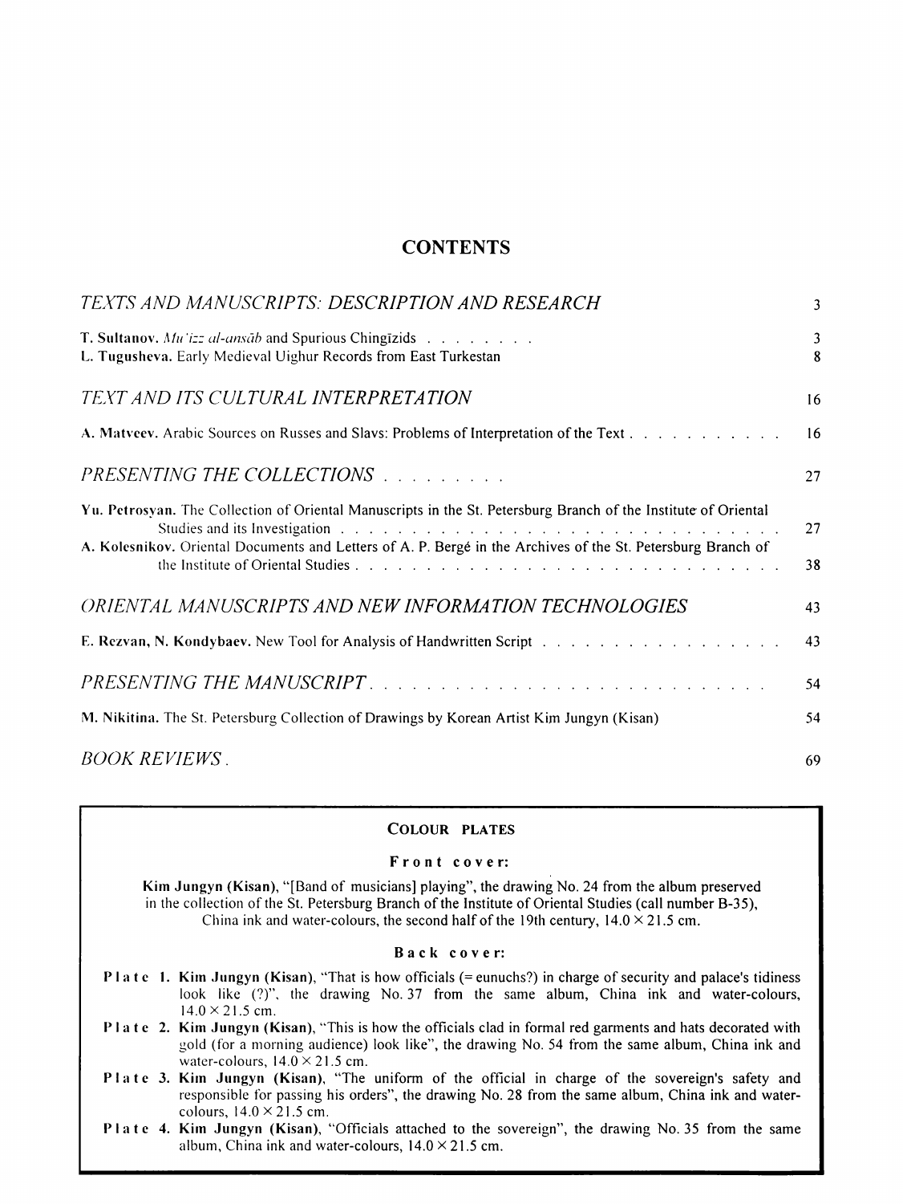# CONTENTS

| | |
|---|---|
| *TEXTS AND MANUSCRIPTS: DESCRIPTION AND RESEARCH* | 3 |
| **T. Sultanov.** *Mu'izz al-ansāb* and Spurious Chingīzids . . . . . . . . | 3 |
| **L. Tugusheva.** Early Medieval Uighur Records from East Turkestan | 8 |
| *TEXT AND ITS CULTURAL INTERPRETATION* | 16 |
| **A. Matveev.** Arabic Sources on Russes and Slavs: Problems of Interpretation of the Text . . . . . . . . . . . | 16 |
| *PRESENTING THE COLLECTIONS* . . . . . . . . . | 27 |
| **Yu. Petrosyan.** The Collection of Oriental Manuscripts in the St. Petersburg Branch of the Institute of Oriental Studies and its Investigation . . . . . . . . . . . . . . . . . . . . . . . . . . . . . . | 27 |
| **A. Kolesnikov.** Oriental Documents and Letters of A. P. Bergé in the Archives of the St. Petersburg Branch of the Institute of Oriental Studies . . . . . . . . . . . . . . . . . . . . . . . . . . . . | 38 |
| *ORIENTAL MANUSCRIPTS AND NEW INFORMATION TECHNOLOGIES* | 43 |
| **E. Rezvan, N. Kondybaev.** New Tool for Analysis of Handwritten Script . . . . . . . . . . . . . . . . | 43 |
| *PRESENTING THE MANUSCRIPT* . . . . . . . . . . . . . . . . . . . . . . . . . . | 54 |
| **M. Nikitina.** The St. Petersburg Collection of Drawings by Korean Artist Kim Jungyn (Kisan) | 54 |
| *BOOK REVIEWS* . | 69 |

## COLOUR PLATES

**Front cover:**

**Kim Jungyn (Kisan)**, "[Band of musicians] playing", the drawing No. 24 from the album preserved in the collection of the St. Petersburg Branch of the Institute of Oriental Studies (call number B-35), China ink and water-colours, the second half of the 19th century, 14.0 × 21.5 cm.

**Back cover:**

**Plate 1. Kim Jungyn (Kisan)**, "That is how officials (= eunuchs?) in charge of security and palace's tidiness look like (?)", the drawing No. 37 from the same album, China ink and water-colours, 14.0 × 21.5 cm.

**Plate 2. Kim Jungyn (Kisan)**, "This is how the officials clad in formal red garments and hats decorated with gold (for a morning audience) look like", the drawing No. 54 from the same album, China ink and water-colours, 14.0 × 21.5 cm.

**Plate 3. Kim Jungyn (Kisan)**, "The uniform of the official in charge of the sovereign's safety and responsible for passing his orders", the drawing No. 28 from the same album, China ink and water-colours, 14.0 × 21.5 cm.

**Plate 4. Kim Jungyn (Kisan)**, "Officials attached to the sovereign", the drawing No. 35 from the same album, China ink and water-colours, 14.0 × 21.5 cm.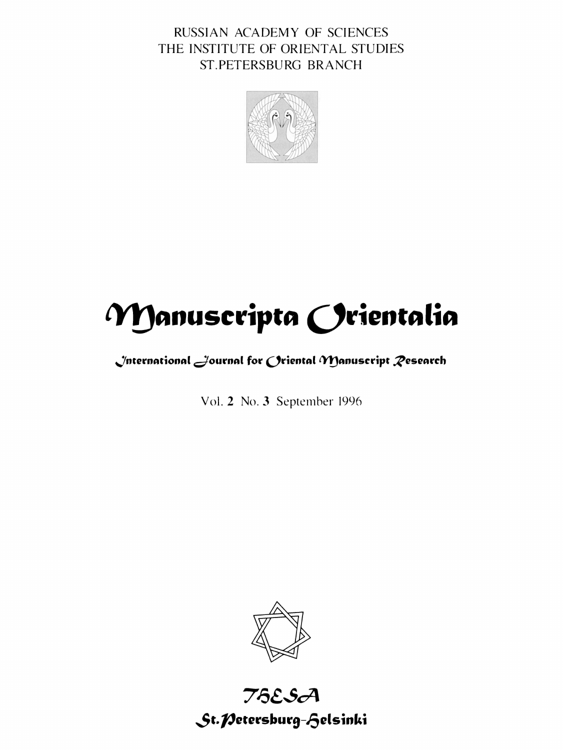RUSSIAN ACADEMY OF SCIENCES
THE INSTITUTE OF ORIENTAL STUDIES
ST.PETERSBURG BRANCH

# Manuscripta Orientalia

## International Journal for Oriental Manuscript Research

Vol. **2** No. **3** September 1996

THESA
St.Petersburg-Helsinki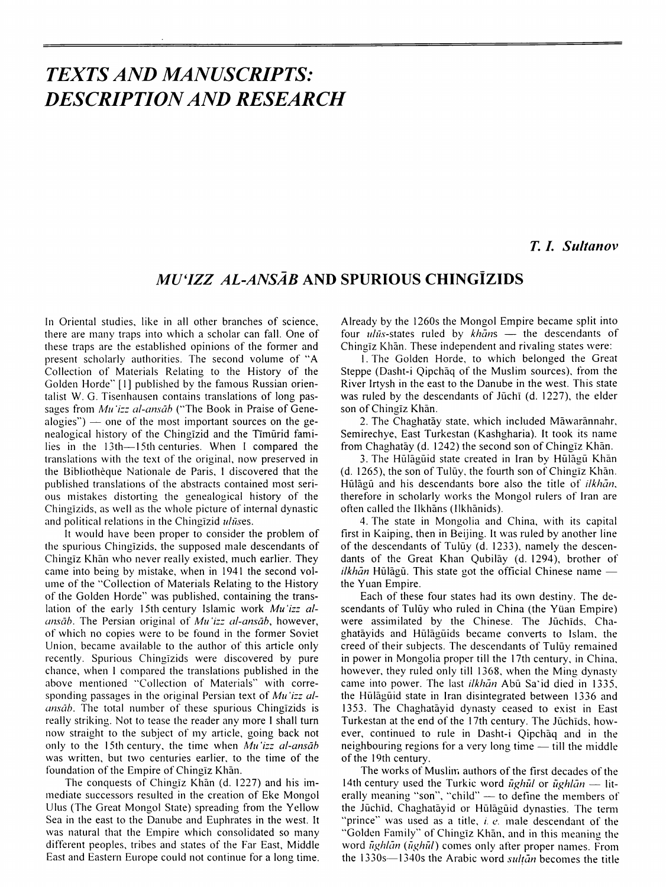# TEXTS AND MANUSCRIPTS: DESCRIPTION AND RESEARCH

*T. I. Sultanov*

## *MU'IZZ AL-ANSĀB* AND SPURIOUS CHINGĪZIDS

In Oriental studies, like in all other branches of science, there are many traps into which a scholar can fall. One of these traps are the established opinions of the former and present scholarly authorities. The second volume of "A Collection of Materials Relating to the History of the Golden Horde" [1] published by the famous Russian orientalist W. G. Tisenhausen contains translations of long passages from *Mu'izz al-ansāb* ("The Book in Praise of Genealogies") — one of the most important sources on the genealogical history of the Chingīzid and the Tīmūrid families in the 13th—15th centuries. When I compared the translations with the text of the original, now preserved in the Bibliothèque Nationale de Paris, I discovered that the published translations of the abstracts contained most serious mistakes distorting the genealogical history of the Chingīzids, as well as the whole picture of internal dynastic and political relations in the Chingīzid *ulūses*.

It would have been proper to consider the problem of the spurious Chingīzids, the supposed male descendants of Chingīz Khān who never really existed, much earlier. They came into being by mistake, when in 1941 the second volume of the "Collection of Materials Relating to the History of the Golden Horde" was published, containing the translation of the early 15th century Islamic work *Mu'izz al-ansāb*. The Persian original of *Mu'izz al-ansāb*, however, of which no copies were to be found in the former Soviet Union, became available to the author of this article only recently. Spurious Chingīzids were discovered by pure chance, when I compared the translations published in the above mentioned "Collection of Materials" with corresponding passages in the original Persian text of *Mu'izz al-ansāb*. The total number of these spurious Chingīzids is really striking. Not to tease the reader any more I shall turn now straight to the subject of my article, going back not only to the 15th century, the time when *Mu'izz al-ansāb* was written, but two centuries earlier, to the time of the foundation of the Empire of Chingīz Khān.

The conquests of Chingīz Khān (d. 1227) and his immediate successors resulted in the creation of Eke Mongol Ulus (The Great Mongol State) spreading from the Yellow Sea in the east to the Danube and Euphrates in the west. It was natural that the Empire which consolidated so many different peoples, tribes and states of the Far East, Middle East and Eastern Europe could not continue for a long time.

Already by the 1260s the Mongol Empire became split into four *ulūs*-states ruled by *khāns* — the descendants of Chingīz Khān. These independent and rivaling states were:

1. The Golden Horde, to which belonged the Great Steppe (Dasht-i Qipchāq of the Muslim sources), from the River Irtysh in the east to the Danube in the west. This state was ruled by the descendants of Jūchī (d. 1227), the elder son of Chingīz Khān.

2. The Chaghatāy state, which included Māwarānnahr, Semirechye, East Turkestan (Kashgharia). It took its name from Chaghatāy (d. 1242) the second son of Chingīz Khān.

3. The Hūlāgūid state created in Iran by Hūlāgū Khān (d. 1265), the son of Tulūy, the fourth son of Chingīz Khān. Hūlāgū and his descendants bore also the title of *ilkhān*, therefore in scholarly works the Mongol rulers of Iran are often called the Ilkhāns (Ilkhānids).

4. The state in Mongolia and China, with its capital first in Kaiping, then in Beijing. It was ruled by another line of the descendants of Tulūy (d. 1233), namely the descendants of the Great Khan Qubilāy (d. 1294), brother of *ilkhān* Hūlāgū. This state got the official Chinese name — the Yuan Empire.

Each of these four states had its own destiny. The descendants of Tulūy who ruled in China (the Yüan Empire) were assimilated by the Chinese. The Jūchīds, Chaghatāyids and Hūlāgūids became converts to Islam, the creed of their subjects. The descendants of Tulūy remained in power in Mongolia proper till the 17th century, in China, however, they ruled only till 1368, when the Ming dynasty came into power. The last *ilkhān* Abū Sa'īd died in 1335, the Hūlāgūid state in Iran disintegrated between 1336 and 1353. The Chaghatāyid dynasty ceased to exist in East Turkestan at the end of the 17th century. The Jūchīds, however, continued to rule in Dasht-i Qipchāq and in the neighbouring regions for a very long time — till the middle of the 19th century.

The works of Muslim authors of the first decades of the 14th century used the Turkic word *ūghūl* or *ūghlān* — literally meaning "son", "child" — to define the members of the Jūchīd, Chaghatāyid or Hūlāgūid dynasties. The term "prince" was used as a title, *i. e.* male descendant of the "Golden Family" of Chingīz Khān, and in this meaning the word *ūghlān* (*ūghūl*) comes only after proper names. From the 1330s—1340s the Arabic word *sultān* becomes the title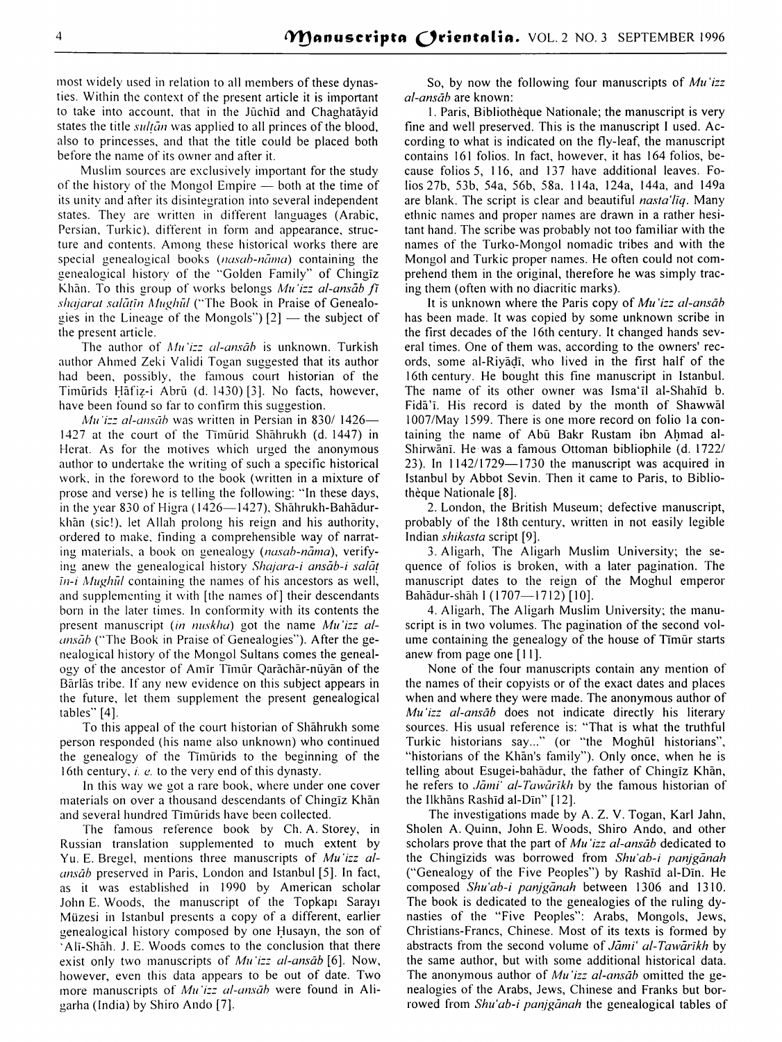most widely used in relation to all members of these dynasties. Within the context of the present article it is important to take into account, that in the Jūchīd and Chaghatāyid states the title *sulṭān* was applied to all princes of the blood, also to princesses, and that the title could be placed both before the name of its owner and after it.

Muslim sources are exclusively important for the study of the history of the Mongol Empire — both at the time of its unity and after its disintegration into several independent states. They are written in different languages (Arabic, Persian, Turkic), different in form and appearance, structure and contents. Among these historical works there are special genealogical books (*nasab-nāma*) containing the genealogical history of the "Golden Family" of Chingīz Khān. To this group of works belongs *Mu'izz al-ansāb fī shajarat salāṭīn Mughūl* ("The Book in Praise of Genealogies in the Lineage of the Mongols") [2] — the subject of the present article.

The author of *Mu'izz al-ansāb* is unknown. Turkish author Ahmed Zeki Validi Togan suggested that its author had been, possibly, the famous court historian of the Timūrīds Ḥāfiẓ-i Abrū (d. 1430) [3]. No facts, however, have been found so far to confirm this suggestion.

*Mu'izz al-ansāb* was written in Persian in 830/ 1426—1427 at the court of the Tīmūrid Shāhrukh (d. 1447) in Herat. As for the motives which urged the anonymous author to undertake the writing of such a specific historical work, in the foreword to the book (written in a mixture of prose and verse) he is telling the following: "In these days, in the year 830 of Higra (1426—1427), Shāhrukh-Bahādur-khān (sic!), let Allah prolong his reign and his authority, ordered to make, finding a comprehensible way of narrating materials, a book on genealogy (*nasab-nāma*), verifying anew the genealogical history *Shajara-i ansāb-i salāṭīn-i Mughūl* containing the names of his ancestors as well, and supplementing it with [the names of] their descendants born in the later times. In conformity with its contents the present manuscript (*in nuskha*) got the name *Mu'izz al-ansāb* ("The Book in Praise of Genealogies"). After the genealogical history of the Mongol Sultans comes the genealogy of the ancestor of Amīr Tīmūr Qarāchār-nūyān of the Bārlās tribe. If any new evidence on this subject appears in the future, let them supplement the present genealogical tables" [4].

To this appeal of the court historian of Shāhrukh some person responded (his name also unknown) who continued the genealogy of the Tīmūrids to the beginning of the 16th century, *i. e.* to the very end of this dynasty.

In this way we got a rare book, where under one cover materials on over a thousand descendants of Chingīz Khān and several hundred Tīmūrids have been collected.

The famous reference book by Ch. A. Storey, in Russian translation supplemented to much extent by Yu. E. Bregel, mentions three manuscripts of *Mu'izz al-ansāb* preserved in Paris, London and Istanbul [5]. In fact, as it was established in 1990 by American scholar John E. Woods, the manuscript of the Topkapı Sarayı Müzesi in Istanbul presents a copy of a different, earlier genealogical history composed by one Ḥusayn, the son of 'Alī-Shāh. J. E. Woods comes to the conclusion that there exist only two manuscripts of *Mu'izz al-ansāb* [6]. Now, however, even this data appears to be out of date. Two more manuscripts of *Mu'izz al-ansāb* were found in Aligarha (India) by Shiro Ando [7].

So, by now the following four manuscripts of *Mu'izz al-ansāb* are known:

1. Paris, Bibliothèque Nationale; the manuscript is very fine and well preserved. This is the manuscript I used. According to what is indicated on the fly-leaf, the manuscript contains 161 folios. In fact, however, it has 164 folios, because folios 5, 116, and 137 have additional leaves. Folios 27b, 53b, 54a, 56b, 58a, 114a, 124a, 144a, and 149a are blank. The script is clear and beautiful *nasta'līq*. Many ethnic names and proper names are drawn in a rather hesitant hand. The scribe was probably not too familiar with the names of the Turko-Mongol nomadic tribes and with the Mongol and Turkic proper names. He often could not comprehend them in the original, therefore he was simply tracing them (often with no diacritic marks).

It is unknown where the Paris copy of *Mu'izz al-ansāb* has been made. It was copied by some unknown scribe in the first decades of the 16th century. It changed hands several times. One of them was, according to the owners' records, some al-Riyāḍī, who lived in the first half of the 16th century. He bought this fine manuscript in Istanbul. The name of its other owner was Isma'īl al-Shahīd b. Fidā'ī. His record is dated by the month of Shawwāl 1007/May 1599. There is one more record on folio 1a containing the name of Abū Bakr Rustam ibn Aḥmad al-Shirwānī. He was a famous Ottoman bibliophile (d. 1722/23). In 1142/1729—1730 the manuscript was acquired in Istanbul by Abbot Sevin. Then it came to Paris, to Bibliothèque Nationale [8].

2. London, the British Museum; defective manuscript, probably of the 18th century, written in not easily legible Indian *shikasta* script [9].

3. Aligarh, The Aligarh Muslim University; the sequence of folios is broken, with a later pagination. The manuscript dates to the reign of the Moghul emperor Bahādur-shāh I (1707—1712) [10].

4. Aligarh, The Aligarh Muslim University; the manuscript is in two volumes. The pagination of the second volume containing the genealogy of the house of Tīmūr starts anew from page one [11].

None of the four manuscripts contain any mention of the names of their copyists or of the exact dates and places when and where they were made. The anonymous author of *Mu'izz al-ansāb* does not indicate directly his literary sources. His usual reference is: "That is what the truthful Turkic historians say..." (or "the Moghūl historians", "historians of the Khān's family"). Only once, when he is telling about Esugei-bahādur, the father of Chingīz Khān, he refers to *Jāmi' al-Tawārīkh* by the famous historian of the Ilkhāns Rashīd al-Dīn" [12].

The investigations made by A. Z. V. Togan, Karl Jahn, Sholen A. Quinn, John E. Woods, Shiro Ando, and other scholars prove that the part of *Mu'izz al-ansāb* dedicated to the Chingīzids was borrowed from *Shu'ab-i panjgānah* ("Genealogy of the Five Peoples") by Rashīd al-Dīn. He composed *Shu'ab-i panjgānah* between 1306 and 1310. The book is dedicated to the genealogies of the ruling dynasties of the "Five Peoples": Arabs, Mongols, Jews, Christians-Francs, Chinese. Most of its texts is formed by abstracts from the second volume of *Jāmi' al-Tawārīkh* by the same author, but with some additional historical data. The anonymous author of *Mu'izz al-ansāb* omitted the genealogies of the Arabs, Jews, Chinese and Franks but borrowed from *Shu'ab-i panjgānah* the genealogical tables of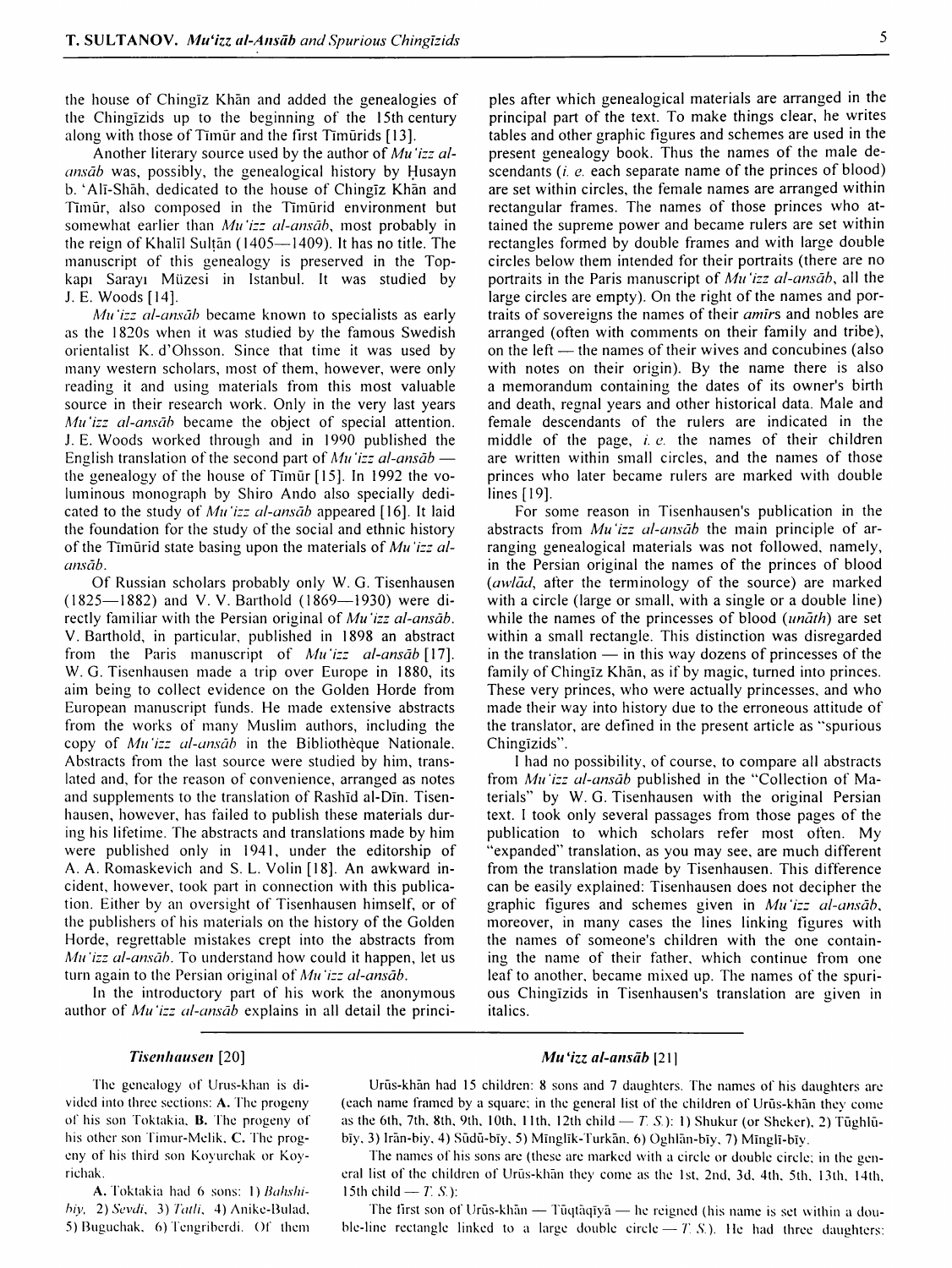the house of Chingīz Khān and added the genealogies of the Chingīzids up to the beginning of the 15th century along with those of Tīmūr and the first Tīmūrids [13].

Another literary source used by the author of *Mu'izz al-ansāb* was, possibly, the genealogical history by Ḥusayn b. 'Alī-Shāh, dedicated to the house of Chingīz Khān and Tīmūr, also composed in the Tīmūrid environment but somewhat earlier than *Mu'izz al-ansāb*, most probably in the reign of Khalīl Sulṭān (1405—1409). It has no title. The manuscript of this genealogy is preserved in the Topkapı Sarayı Müzesi in Istanbul. It was studied by J. E. Woods [14].

*Mu'izz al-ansāb* became known to specialists as early as the 1820s when it was studied by the famous Swedish orientalist K. d'Ohsson. Since that time it was used by many western scholars, most of them, however, were only reading it and using materials from this most valuable source in their research work. Only in the very last years *Mu'izz al-ansāb* became the object of special attention. J. E. Woods worked through and in 1990 published the English translation of the second part of *Mu'izz al-ansāb* — the genealogy of the house of Tīmūr [15]. In 1992 the voluminous monograph by Shiro Ando also specially dedicated to the study of *Mu'izz al-ansāb* appeared [16]. It laid the foundation for the study of the social and ethnic history of the Tīmūrid state basing upon the materials of *Mu'izz al-ansāb*.

Of Russian scholars probably only W. G. Tisenhausen (1825—1882) and V. V. Barthold (1869—1930) were directly familiar with the Persian original of *Mu'izz al-ansāb*. V. Barthold, in particular, published in 1898 an abstract from the Paris manuscript of *Mu'izz al-ansāb* [17]. W. G. Tisenhausen made a trip over Europe in 1880, its aim being to collect evidence on the Golden Horde from European manuscript funds. He made extensive abstracts from the works of many Muslim authors, including the copy of *Mu'izz al-ansāb* in the Bibliothèque Nationale. Abstracts from the last source were studied by him, translated and, for the reason of convenience, arranged as notes and supplements to the translation of Rashīd al-Dīn. Tisenhausen, however, has failed to publish these materials during his lifetime. The abstracts and translations made by him were published only in 1941, under the editorship of A. A. Romaskevich and S. L. Volin [18]. An awkward incident, however, took part in connection with this publication. Either by an oversight of Tisenhausen himself, or of the publishers of his materials on the history of the Golden Horde, regrettable mistakes crept into the abstracts from *Mu'izz al-ansāb*. To understand how could it happen, let us turn again to the Persian original of *Mu'izz al-ansāb*.

In the introductory part of his work the anonymous author of *Mu'izz al-ansāb* explains in all detail the principles after which genealogical materials are arranged in the principal part of the text. To make things clear, he writes tables and other graphic figures and schemes are used in the present genealogy book. Thus the names of the male descendants (*i. e.* each separate name of the princes of blood) are set within circles, the female names are arranged within rectangular frames. The names of those princes who attained the supreme power and became rulers are set within rectangles formed by double frames and with large double circles below them intended for their portraits (there are no portraits in the Paris manuscript of *Mu'izz al-ansāb*, all the large circles are empty). On the right of the names and portraits of sovereigns the names of their *amīrs* and nobles are arranged (often with comments on their family and tribe), on the left — the names of their wives and concubines (also with notes on their origin). By the name there is also a memorandum containing the dates of its owner's birth and death, regnal years and other historical data. Male and female descendants of the rulers are indicated in the middle of the page, *i. e.* the names of their children are written within small circles, and the names of those princes who later became rulers are marked with double lines [19].

For some reason in Tisenhausen's publication in the abstracts from *Mu'izz al-ansāb* the main principle of arranging genealogical materials was not followed, namely, in the Persian original the names of the princes of blood (*awlād*, after the terminology of the source) are marked with a circle (large or small, with a single or a double line) while the names of the princesses of blood (*unāth*) are set within a small rectangle. This distinction was disregarded in the translation — in this way dozens of princesses of the family of Chingīz Khān, as if by magic, turned into princes. These very princes, who were actually princesses, and who made their way into history due to the erroneous attitude of the translator, are defined in the present article as "spurious Chingīzids".

I had no possibility, of course, to compare all abstracts from *Mu'izz al-ansāb* published in the "Collection of Materials" by W. G. Tisenhausen with the original Persian text. I took only several passages from those pages of the publication to which scholars refer most often. My "expanded" translation, as you may see, are much different from the translation made by Tisenhausen. This difference can be easily explained: Tisenhausen does not decipher the graphic figures and schemes given in *Mu'izz al-ansāb*, moreover, in many cases the lines linking figures with the names of someone's children with the one containing the name of their father, which continue from one leaf to another, became mixed up. The names of the spurious Chingīzids in Tisenhausen's translation are given in italics.

| ***Tisenhausen*** [20] | ***Mu'izz al-ansāb*** [21] |
|---|---|
| The genealogy of Urus-khan is divided into three sections: **A.** The progeny of his son Toktakia, **B.** The progeny of his other son Timur-Melik, **C.** The progeny of his third son Koyurchak or Koyrichak.<br><br>**A.** Toktakia had 6 sons: 1) *Bahshibiy*, 2) *Sevdi*, 3) *Tatli*, 4) Anike-Bulad, 5) Buguchak, 6) Tengriberdi. Of them | Urūs-khān had 15 children: 8 sons and 7 daughters. The names of his daughters are (each name framed by a square; in the general list of the children of Urūs-khān they come as the 6th, 7th, 8th, 9th, 10th, 11th, 12th child — *T. S.*): 1) Shukur (or Sheker), 2) Tūghlū-bīy, 3) Irān-biy, 4) Sūdū-bīy, 5) Mīnglīk-Turkān, 6) Oghlān-bīy, 7) Mīnglī-bīy.<br><br>The names of his sons are (these are marked with a circle or double circle; in the general list of the children of Urūs-khān they come as the 1st, 2nd, 3d, 4th, 5th, 13th, 14th, 15th child — *T. S.*):<br><br>The first son of Urūs-khān — Tūqtāqīyā — he reigned (his name is set within a double-line rectangle linked to a large double circle — *T. S.*). He had three daughters: |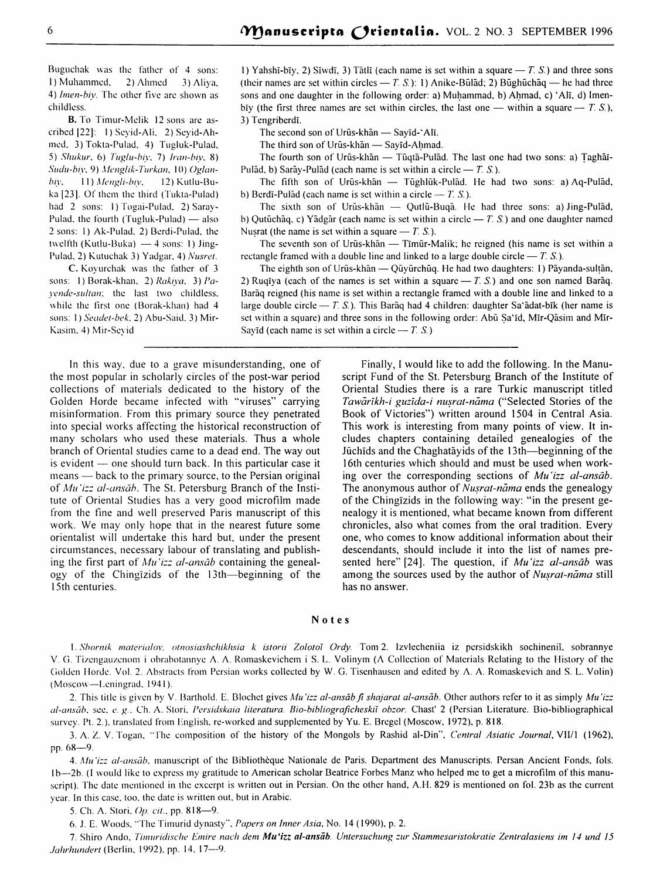Buguchak was the father of 4 sons: 1) Muhammed, 2) Ahmed 3) Aliya, 4) *Imen-biy*. The other five are shown as childless.

**B.** To Timur-Melik 12 sons are ascribed [22]: 1) Seyid-Ali, 2) Seyid-Ahmed, 3) Tokta-Pulad, 4) Tugluk-Pulad, 5) *Shukur*, 6) *Tuglu-biy*, 7) *Iran-biy*, 8) *Sudu-biy*, 9) *Menglik-Turkan*, 10) *Oglan-biy*, 11) *Mengli-biy*, 12) Kutlu-Buka [23]. Of them the third (Tukta-Pulad) had 2 sons: 1) Togai-Pulad, 2) Saray-Pulad, the fourth (Tugluk-Pulad) — also 2 sons: 1) Ak-Pulad, 2) Berdi-Pulad, the twelfth (Kutlu-Buka) — 4 sons: 1) Jing-Pulad, 2) Kutuchak 3) Yadgar, 4) *Nusret*.

**C.** Koyurchak was the father of 3 sons: 1) Borak-khan, 2) *Rakiya*, 3) *Payende-sultan*; the last two childless, while the first one (Borak-khan) had 4 sons: 1) *Seadet-bek*, 2) Abu-Said, 3) Mir-Kasim, 4) Mir-Seyid

1) Yahshī-bīy, 2) Sīwdī, 3) Tātlī (each name is set within a square — *T. S.*) and three sons (their names are set within circles — *T. S.*): 1) Anike-Būlād; 2) Būghūchāq — he had three sons and one daughter in the following order: a) Muḥammad, b) Aḥmad, c) 'Alī, d) Imen-bīy (the first three names are set within circles, the last one — within a square — *T. S.*), 3) Tengriberdī.

The second son of Urūs-khān — Sayīd-'Alī.

The third son of Urūs-khān — Sayīd-Aḥmad.

The fourth son of Urūs-khān — Tūqtā-Pulād. The last one had two sons: a) Ṭaghāī-Pulād, b) Sarāy-Pulād (each name is set within a circle — *T. S.*).

The fifth son of Urūs-khān — Tūghlūk-Pulād. He had two sons: a) Aq-Pulād, b) Berdī-Pulād (each name is set within a circle — *T. S.*).

The sixth son of Urūs-khān — Qutlū-Buqā. He had three sons: a) Jing-Pulād, b) Qutūchāq, c) Yādgār (each name is set within a circle — *T. S.*) and one daughter named Nuṣrat (the name is set within a square — *T. S.*).

The seventh son of Urūs-khān — Tīmūr-Malik; he reigned (his name is set within a rectangle framed with a double line and linked to a large double circle — *T. S.*).

The eighth son of Urūs-khān — Qūyūrchūq. He had two daughters: 1) Pāyanda-sulṭān, 2) Ruqīya (each of the names is set within a square — *T. S.*) and one son named Barāq. Barāq reigned (his name is set within a rectangle framed with a double line and linked to a large double circle — *T. S.*). This Barāq had 4 children: daughter Sa'ādat-bīk (her name is set within a square) and three sons in the following order: Abū Ṣa'īd, Mīr-Qāsim and Mīr-Sayīd (each name is set within a circle — *T. S.*)

---

In this way, due to a grave misunderstanding, one of the most popular in scholarly circles of the post-war period collections of materials dedicated to the history of the Golden Horde became infected with "viruses" carrying misinformation. From this primary source they penetrated into special works affecting the historical reconstruction of many scholars who used these materials. Thus a whole branch of Oriental studies came to a dead end. The way out is evident — one should turn back. In this particular case it means — back to the primary source, to the Persian original of *Mu'izz al-ansāb*. The St. Petersburg Branch of the Institute of Oriental Studies has a very good microfilm made from the fine and well preserved Paris manuscript of this work. We may only hope that in the nearest future some orientalist will undertake this hard but, under the present circumstances, necessary labour of translating and publishing the first part of *Mu'izz al-ansāb* containing the genealogy of the Chingīzids of the 13th—beginning of the 15th centuries.

Finally, I would like to add the following. In the Manuscript Fund of the St. Petersburg Branch of the Institute of Oriental Studies there is a rare Turkic manuscript titled *Tawārīkh-i guzīda-i nuṣrat-nāma* ("Selected Stories of the Book of Victories") written around 1504 in Central Asia. This work is interesting from many points of view. It includes chapters containing detailed genealogies of the Jūchīds and the Chaghatāyids of the 13th—beginning of the 16th centuries which should and must be used when working over the corresponding sections of *Mu'izz al-ansāb*. The anonymous author of *Nuṣrat-nāma* ends the genealogy of the Chingīzids in the following way: "in the present genealogy it is mentioned, what became known from different chronicles, also what comes from the oral tradition. Every one, who comes to know additional information about their descendants, should include it into the list of names presented here" [24]. The question, if *Mu'izz al-ansāb* was among the sources used by the author of *Nuṣrat-nāma* still has no answer.

## Notes

1. *Sbornik materialov, otnosiashchikhsia k istorii Zolotoĭ Ordy*. Tom 2. Izvlecheniia iz persidskikh sochineniĭ, sobrannye V. G. Tizengauzenom i obrabotannye A. A. Romaskevichem i S. L. Volinym (A Collection of Materials Relating to the History of the Golden Horde. Vol. 2. Abstracts from Persian works collected by W. G. Tisenhausen and edited by A. A. Romaskevich and S. L. Volin) (Moscow—Leningrad, 1941).

2. This title is given by V. Barthold. E. Blochet gives *Mu'izz al-ansāb fī shajarat al-ansāb*. Other authors refer to it as simply *Mu'izz al-ansāb*, see, *e. g.*, Ch. A. Stori, *Persidskaia literatura. Bio-bibliograficheskiĭ obzor*. Chast' 2 (Persian Literature. Bio-bibliographical survey. Pt. 2.), translated from English, re-worked and supplemented by Yu. E. Bregel (Moscow, 1972), p. 818.

3. A. Z. V. Togan, "The composition of the history of the Mongols by Rashid al-Din", *Central Asiatic Journal*, VII/1 (1962), pp. 68—9.

4. *Mu'izz al-ansāb*, manuscript of the Bibliothèque Nationale de Paris. Department des Manuscripts. Persan Ancient Fonds, fols. 1b—2b. (I would like to express my gratitude to American scholar Beatrice Forbes Manz who helped me to get a microfilm of this manuscript). The date mentioned in the excerpt is written out in Persian. On the other hand, A.H. 829 is mentioned on fol. 23b as the current year. In this case, too, the date is written out, but in Arabic.

5. Ch. A. Stori, *Op. cit.*, pp. 818—9.

6. J. E. Woods, "The Timurid dynasty", *Papers on Inner Asia*, No. 14 (1990), p. 2.

7. Shiro Ando, *Timuridische Emire nach dem **Mu'izz al-ansāb**. Untersuchung zur Stammesaristokratie Zentralasiens im 14 und 15 Jahrhundert* (Berlin, 1992), pp. 14, 17—9.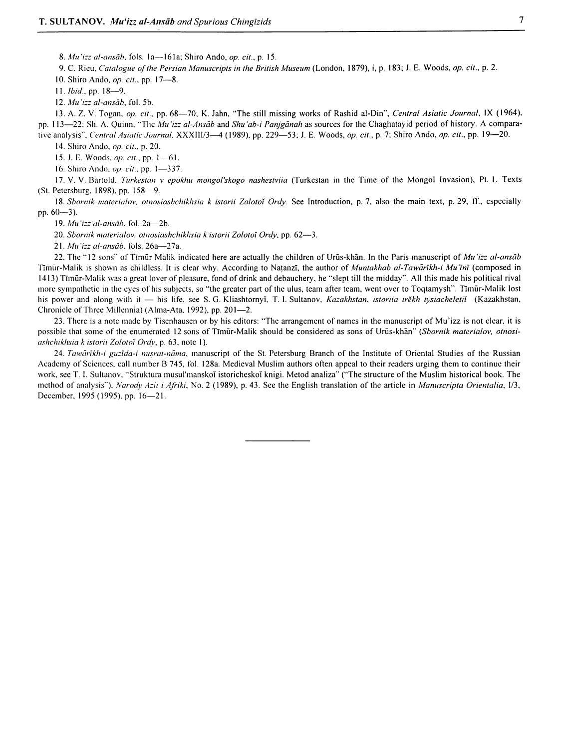8. *Mu'izz al-ansāb*, fols. 1a—161a; Shiro Ando, *op. cit.*, p. 15.

9. C. Rieu, *Catalogue of the Persian Manuscripts in the British Museum* (London, 1879), i, p. 183; J. E. Woods, *op. cit.*, p. 2.

10. Shiro Ando, *op. cit.*, pp. 17—8.

11. *Ibid.*, pp. 18—9.

12. *Mu'izz al-ansāb*, fol. 5b.

13. A. Z. V. Togan, *op. cit.*, pp. 68—70; K. Jahn, "The still missing works of Rashid al-Din", *Central Asiatic Journal*, IX (1964), pp. 113—22; Sh. A. Quinn, "The *Mu'izz al-Ansāb* and *Shu'ab-i Panjgānah* as sources for the Chaghatayid period of history. A comparative analysis", *Central Asiatic Journal*, XXXIII/3—4 (1989), pp. 229—53; J. E. Woods, *op. cit.*, p. 7; Shiro Ando, *op. cit.*, pp. 19—20.

14. Shiro Ando, *op. cit.*, p. 20.

15. J. E. Woods, *op. cit.*, pp. 1—61.

16. Shiro Ando, *op. cit.*, pp. 1—337.

17. V. V. Bartold, *Turkestan v ėpokhu mongol'skogo nashestviia* (Turkestan in the Time of the Mongol Invasion), Pt. I. Texts (St. Petersburg, 1898), pp. 158—9.

18. *Sbornik materialov, otnosiashchikhsia k istorii Zolotoĭ Ordy.* See Introduction, p. 7, also the main text, p. 29, ff., especially pp. 60—3).

19. *Mu'izz al-ansāb*, fol. 2a—2b.

20. *Sbornik materialov, otnosiashchikhsia k istorii Zolotoĭ Ordy*, pp. 62—3.

21. *Mu'izz al-ansāb*, fols. 26a—27a.

22. The "12 sons" of Tīmūr Malik indicated here are actually the children of Urūs-khān. In the Paris manuscript of *Mu'izz al-ansāb* Tīmūr-Malik is shown as childless. It is clear why. According to Naṭanzī, the author of *Muntakhab al-Tawārīkh-i Mu'īnī* (composed in 1413) Tīmūr-Malik was a great lover of pleasure, fond of drink and debauchery, he "slept till the midday". All this made his political rival more sympathetic in the eyes of his subjects, so "the greater part of the ulus, team after team, went over to Toqtamysh". Tīmūr-Malik lost his power and along with it — his life, see S. G. Kliashtornyĭ, T. I. Sultanov, *Kazakhstan, istoriia trëkh tysiacheletiĭ* (Kazakhstan, Chronicle of Three Millennia) (Alma-Ata, 1992), pp. 201—2.

23. There is a note made by Tisenhausen or by his editors: "The arrangement of names in the manuscript of Mu'izz is not clear, it is possible that some of the enumerated 12 sons of Tīmūr-Malik should be considered as sons of Urūs-khān" (*Sbornik materialov, otnosiashchikhsia k istorii Zolotoĭ Ordy*, p. 63, note 1).

24. *Tawārīkh-i guzīda-i nuṣrat-nāma*, manuscript of the St. Petersburg Branch of the Institute of Oriental Studies of the Russian Academy of Sciences, call number B 745, fol. 128a. Medieval Muslim authors often appeal to their readers urging them to continue their work, see T. I. Sultanov, "Struktura musul'manskoĭ istoricheskoĭ knigi. Metod analiza" ("The structure of the Muslim historical book. The method of analysis"), *Narody Azii i Afriki*, No. 2 (1989), p. 43. See the English translation of the article in *Manuscripta Orientalia*, I/3, December, 1995 (1995), pp. 16—21.